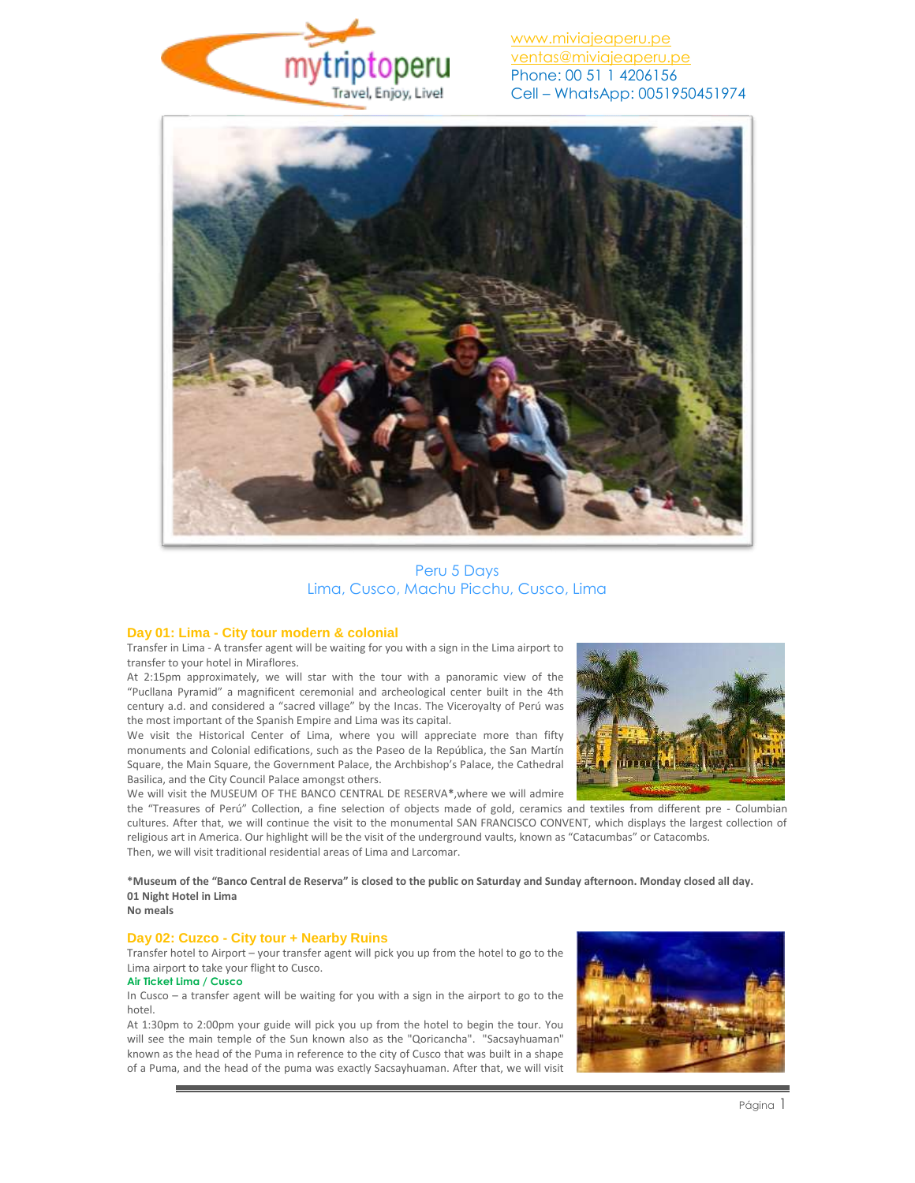www.miviajeaperu.pe
ventas@miviajeaperu.pe
Phone: 00 51 1 4206156
Cell – WhatsApp: 0051950451974

# Peru 5 Days
## Lima, Cusco, Machu Picchu, Cusco, Lima

### Day 01: Lima - City tour modern & colonial

Transfer in Lima - A transfer agent will be waiting for you with a sign in the Lima airport to transfer to your hotel in Miraflores.

At 2:15pm approximately, we will star with the tour with a panoramic view of the "Pucllana Pyramid" a magnificent ceremonial and archeological center built in the 4th century a.d. and considered a "sacred village" by the Incas. The Viceroyalty of Perú was the most important of the Spanish Empire and Lima was its capital.

We visit the Historical Center of Lima, where you will appreciate more than fifty monuments and Colonial edifications, such as the Paseo de la República, the San Martín Square, the Main Square, the Government Palace, the Archbishop's Palace, the Cathedral Basilica, and the City Council Palace amongst others.

We will visit the MUSEUM OF THE BANCO CENTRAL DE RESERVA*,where we will admire the "Treasures of Perú" Collection, a fine selection of objects made of gold, ceramics and textiles from different pre - Columbian cultures. After that, we will continue the visit to the monumental SAN FRANCISCO CONVENT, which displays the largest collection of religious art in America. Our highlight will be the visit of the underground vaults, known as "Catacumbas" or Catacombs.

Then, we will visit traditional residential areas of Lima and Larcomar.

**\*Museum of the "Banco Central de Reserva" is closed to the public on Saturday and Sunday afternoon. Monday closed all day.**
**01 Night Hotel in Lima**
**No meals**

### Day 02: Cuzco - City tour + Nearby Ruins

Transfer hotel to Airport – your transfer agent will pick you up from the hotel to go to the Lima airport to take your flight to Cusco.

**Air Ticket Lima / Cusco**

In Cusco – a transfer agent will be waiting for you with a sign in the airport to go to the hotel.

At 1:30pm to 2:00pm your guide will pick you up from the hotel to begin the tour. You will see the main temple of the Sun known also as the "Qoricancha". "Sacsayhuaman" known as the head of the Puma in reference to the city of Cusco that was built in a shape of a Puma, and the head of the puma was exactly Sacsayhuaman. After that, we will visit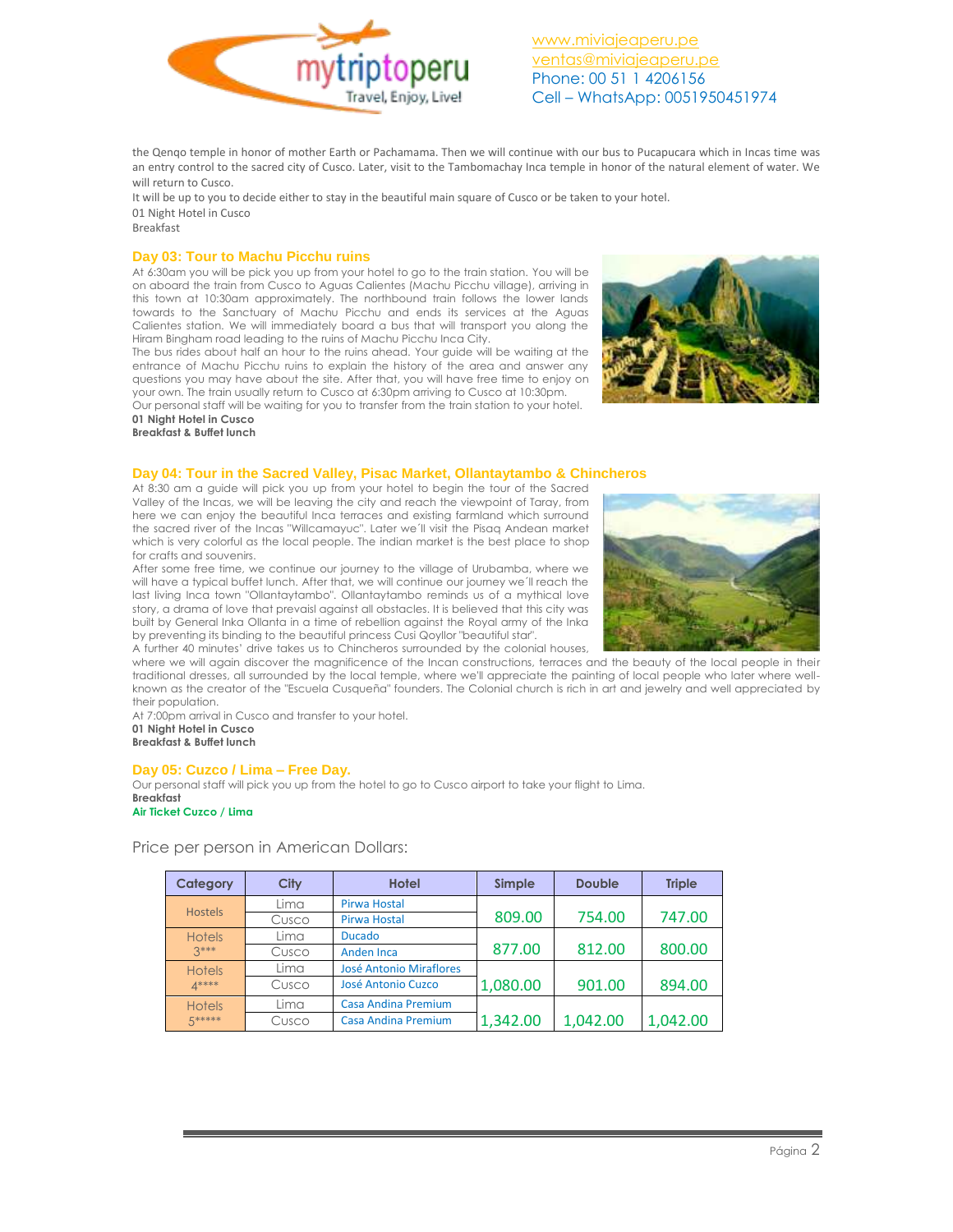the Qenqo temple in honor of mother Earth or Pachamama. Then we will continue with our bus to Pucapucara which in Incas time was an entry control to the sacred city of Cusco. Later, visit to the Tambomachay Inca temple in honor of the natural element of water. We will return to Cusco.

It will be up to you to decide either to stay in the beautiful main square of Cusco or be taken to your hotel.

01 Night Hotel in Cusco

Breakfast

### Day 03: Tour to Machu Picchu ruins

At 6:30am you will be pick you up from your hotel to go to the train station. You will be on aboard the train from Cusco to Aguas Calientes (Machu Picchu village), arriving in this town at 10:30am approximately. The northbound train follows the lower lands towards to the Sanctuary of Machu Picchu and ends its services at the Aguas Calientes station. We will immediately board a bus that will transport you along the Hiram Bingham road leading to the ruins of Machu Picchu Inca City.

The bus rides about half an hour to the ruins ahead. Your guide will be waiting at the entrance of Machu Picchu ruins to explain the history of the area and answer any questions you may have about the site. After that, you will have free time to enjoy on your own. The train usually return to Cusco at 6:30pm arriving to Cusco at 10:30pm.

Our personal staff will be waiting for you to transfer from the train station to your hotel.

**01 Night Hotel in Cusco**

**Breakfast & Buffet lunch**

### Day 04: Tour in the Sacred Valley, Pisac Market, Ollantaytambo & Chincheros

At 8:30 am a guide will pick you up from your hotel to begin the tour of the Sacred Valley of the Incas, we will be leaving the city and reach the viewpoint of Taray, from here we can enjoy the beautiful Inca terraces and existing farmland which surround the sacred river of the Incas "Willcamayuc". Later we´ll visit the Pisaq Andean market which is very colorful as the local people. The indian market is the best place to shop for crafts and souvenirs.

After some free time, we continue our journey to the village of Urubamba, where we will have a typical buffet lunch. After that, we will continue our journey we´ll reach the last living Inca town "Ollantaytambo". Ollantaytambo reminds us of a mythical love story, a drama of love that prevaisl against all obstacles. It is believed that this city was built by General Inka Ollanta in a time of rebellion against the Royal army of the Inka by preventing its binding to the beautiful princess Cusi Qoyllor "beautiful star".

A further 40 minutes' drive takes us to Chincheros surrounded by the colonial houses, where we will again discover the magnificence of the Incan constructions, terraces and the beauty of the local people in their traditional dresses, all surrounded by the local temple, where we'll appreciate the painting of local people who later where well-known as the creator of the "Escuela Cusqueña" founders. The Colonial church is rich in art and jewelry and well appreciated by their population.

At 7:00pm arrival in Cusco and transfer to your hotel.

**01 Night Hotel in Cusco**

**Breakfast & Buffet lunch**

### Day 05: Cuzco / Lima – Free Day.

Our personal staff will pick you up from the hotel to go to Cusco airport to take your flight to Lima.

**Breakfast**

**Air Ticket Cuzco / Lima**

Price per person in American Dollars:

| Category | City | Hotel | Simple | Double | Triple |
|---|---|---|---|---|---|
| Hostels | Lima | Pirwa Hostal | 809.00 | 754.00 | 747.00 |
| | Cusco | Pirwa Hostal | | | |
| Hotels 3*** | Lima | Ducado | 877.00 | 812.00 | 800.00 |
| | Cusco | Anden Inca | | | |
| Hotels 4**** | Lima | José Antonio Miraflores | 1,080.00 | 901.00 | 894.00 |
| | Cusco | José Antonio Cuzco | | | |
| Hotels 5***** | Lima | Casa Andina Premium | 1,342.00 | 1,042.00 | 1,042.00 |
| | Cusco | Casa Andina Premium | | | |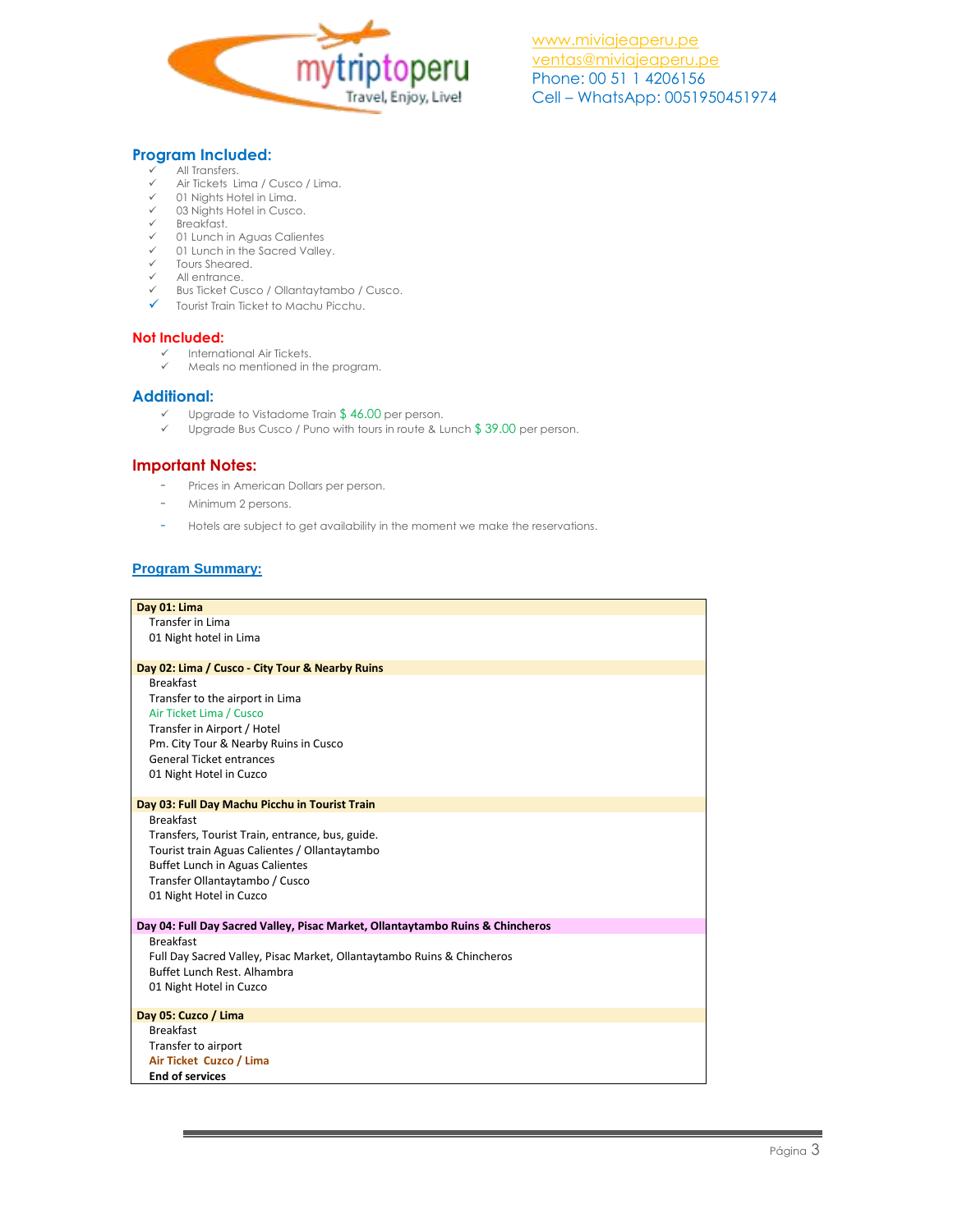www.miviajeaperu.pe
ventas@miviajeaperu.pe
Phone: 00 51 1 4206156
Cell – WhatsApp: 0051950451974

## Program Included:

- All Transfers.
- Air Tickets Lima / Cusco / Lima.
- 01 Nights Hotel in Lima.
- 03 Nights Hotel in Cusco.
- Breakfast.
- 01 Lunch in Aguas Calientes
- 01 Lunch in the Sacred Valley.
- Tours Sheared.
- All entrance.
- Bus Ticket Cusco / Ollantaytambo / Cusco.
- Tourist Train Ticket to Machu Picchu.

## Not Included:

- International Air Tickets.
- Meals no mentioned in the program.

## Additional:

- Upgrade to Vistadome Train $ 46.00 per person.
- Upgrade Bus Cusco / Puno with tours in route & Lunch $ 39.00 per person.

## Important Notes:

- Prices in American Dollars per person.
- Minimum 2 persons.
- Hotels are subject to get availability in the moment we make the reservations.

## Program Summary:

**Day 01: Lima**
Transfer in Lima
01 Night hotel in Lima

**Day 02: Lima / Cusco - City Tour & Nearby Ruins**
Breakfast
Transfer to the airport in Lima
Air Ticket Lima / Cusco
Transfer in Airport / Hotel
Pm. City Tour & Nearby Ruins in Cusco
General Ticket entrances
01 Night Hotel in Cuzco

**Day 03: Full Day Machu Picchu in Tourist Train**
Breakfast
Transfers, Tourist Train, entrance, bus, guide.
Tourist train Aguas Calientes / Ollantaytambo
Buffet Lunch in Aguas Calientes
Transfer Ollantaytambo / Cusco
01 Night Hotel in Cuzco

**Day 04: Full Day Sacred Valley, Pisac Market, Ollantaytambo Ruins & Chincheros**
Breakfast
Full Day Sacred Valley, Pisac Market, Ollantaytambo Ruins & Chincheros
Buffet Lunch Rest. Alhambra
01 Night Hotel in Cuzco

**Day 05: Cuzco / Lima**
Breakfast
Transfer to airport
**Air Ticket Cuzco / Lima**
**End of services**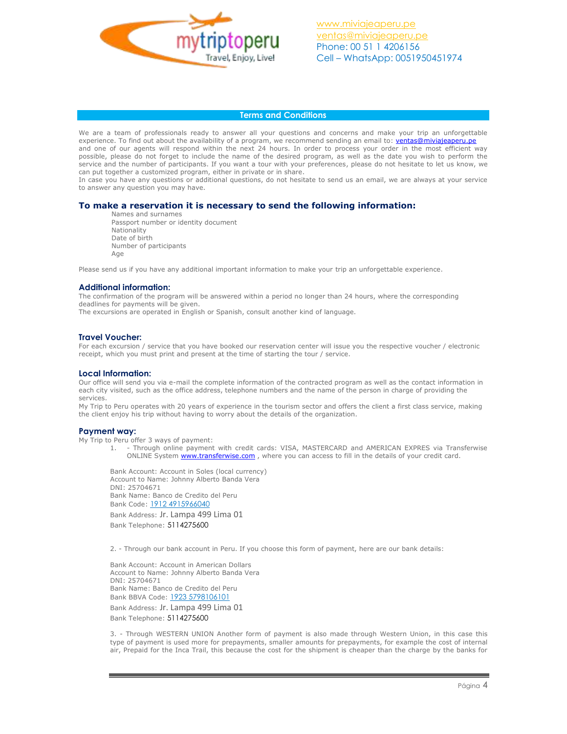www.miviajeaperu.pe
ventas@miviajeaperu.pe
Phone: 00 51 1 4206156
Cell – WhatsApp: 0051950451974

## Terms and Conditions

We are a team of professionals ready to answer all your questions and concerns and make your trip an unforgettable experience. To find out about the availability of a program, we recommend sending an email to: ventas@miviajeaperu.pe and one of our agents will respond within the next 24 hours. In order to process your order in the most efficient way possible, please do not forget to include the name of the desired program, as well as the date you wish to perform the service and the number of participants. If you want a tour with your preferences, please do not hesitate to let us know, we can put together a customized program, either in private or in share.
In case you have any questions or additional questions, do not hesitate to send us an email, we are always at your service to answer any question you may have.

### To make a reservation it is necessary to send the following information:

- Names and surnames
- Passport number or identity document
- Nationality
- Date of birth
- Number of participants
- Age

Please send us if you have any additional important information to make your trip an unforgettable experience.

### Additional information:

The confirmation of the program will be answered within a period no longer than 24 hours, where the corresponding deadlines for payments will be given.
The excursions are operated in English or Spanish, consult another kind of language.

### Travel Voucher:

For each excursion / service that you have booked our reservation center will issue you the respective voucher / electronic receipt, which you must print and present at the time of starting the tour / service.

### Local Information:

Our office will send you via e-mail the complete information of the contracted program as well as the contact information in each city visited, such as the office address, telephone numbers and the name of the person in charge of providing the services.
My Trip to Peru operates with 20 years of experience in the tourism sector and offers the client a first class service, making the client enjoy his trip without having to worry about the details of the organization.

### Payment way:

My Trip to Peru offer 3 ways of payment:

1. - Through online payment with credit cards: VISA, MASTERCARD and AMERICAN EXPRES via Transferwise ONLINE System www.transferwise.com , where you can access to fill in the details of your credit card.

Bank Account: Account in Soles (local currency)
Account to Name: Johnny Alberto Banda Vera
DNI: 25704671
Bank Name: Banco de Credito del Peru
Bank Code: 1912 4915966040
Bank Address: Jr. Lampa 499 Lima 01
Bank Telephone: 5114275600

2. - Through our bank account in Peru. If you choose this form of payment, here are our bank details:

Bank Account: Account in American Dollars
Account to Name: Johnny Alberto Banda Vera
DNI: 25704671
Bank Name: Banco de Credito del Peru
Bank BBVA Code: 1923 5798106101
Bank Address: Jr. Lampa 499 Lima 01
Bank Telephone: 5114275600

3. - Through WESTERN UNION Another form of payment is also made through Western Union, in this case this type of payment is used more for prepayments, smaller amounts for prepayments, for example the cost of internal air, Prepaid for the Inca Trail, this because the cost for the shipment is cheaper than the charge by the banks for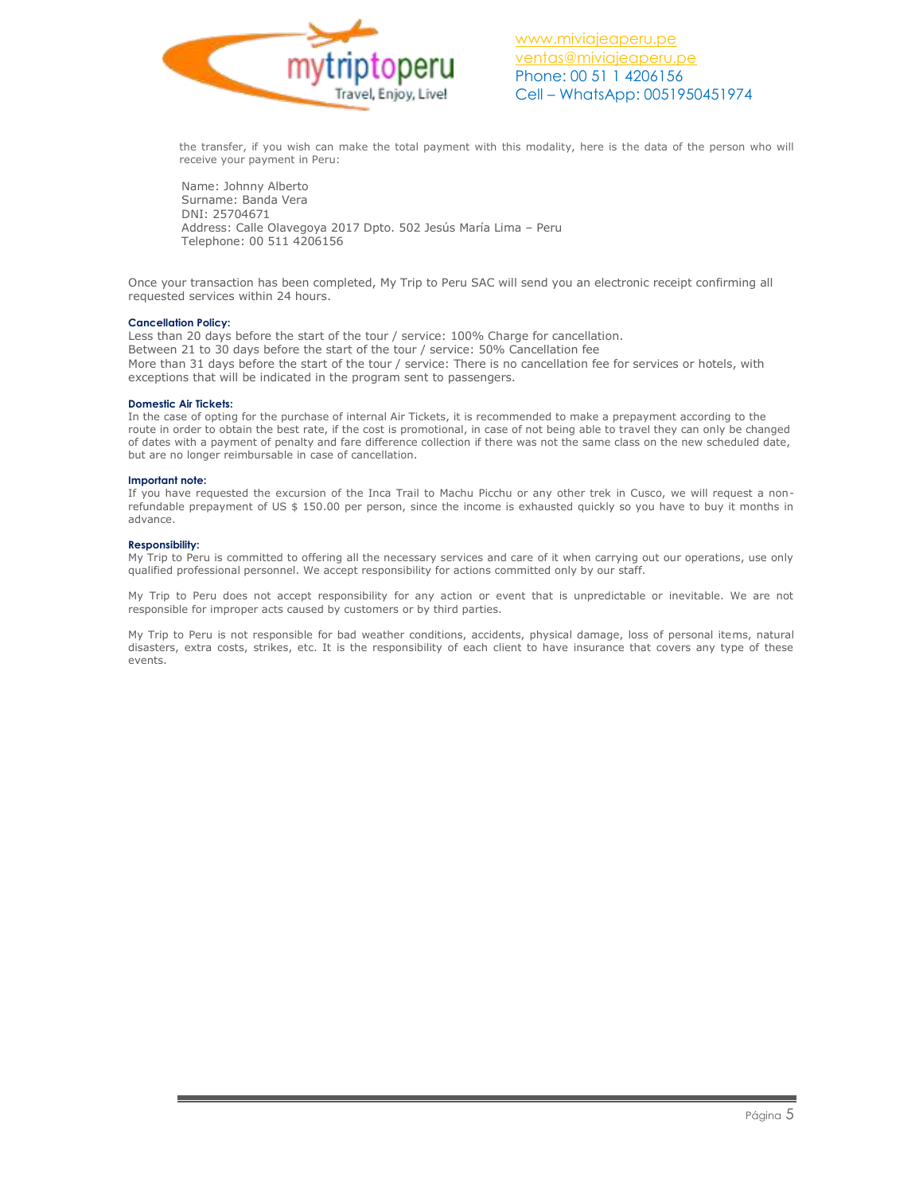the transfer, if you wish can make the total payment with this modality, here is the data of the person who will receive your payment in Peru:

Name: Johnny Alberto
Surname: Banda Vera
DNI: 25704671
Address: Calle Olavegoya 2017 Dpto. 502 Jesús María Lima – Peru
Telephone: 00 511 4206156

Once your transaction has been completed, My Trip to Peru SAC will send you an electronic receipt confirming all requested services within 24 hours.

**Cancellation Policy:**

Less than 20 days before the start of the tour / service: 100% Charge for cancellation.
Between 21 to 30 days before the start of the tour / service: 50% Cancellation fee
More than 31 days before the start of the tour / service: There is no cancellation fee for services or hotels, with exceptions that will be indicated in the program sent to passengers.

**Domestic Air Tickets:**

In the case of opting for the purchase of internal Air Tickets, it is recommended to make a prepayment according to the route in order to obtain the best rate, if the cost is promotional, in case of not being able to travel they can only be changed of dates with a payment of penalty and fare difference collection if there was not the same class on the new scheduled date, but are no longer reimbursable in case of cancellation.

**Important note:**

If you have requested the excursion of the Inca Trail to Machu Picchu or any other trek in Cusco, we will request a non-refundable prepayment of US $ 150.00 per person, since the income is exhausted quickly so you have to buy it months in advance.

**Responsibility:**

My Trip to Peru is committed to offering all the necessary services and care of it when carrying out our operations, use only qualified professional personnel. We accept responsibility for actions committed only by our staff.

My Trip to Peru does not accept responsibility for any action or event that is unpredictable or inevitable. We are not responsible for improper acts caused by customers or by third parties.

My Trip to Peru is not responsible for bad weather conditions, accidents, physical damage, loss of personal items, natural disasters, extra costs, strikes, etc. It is the responsibility of each client to have insurance that covers any type of these events.